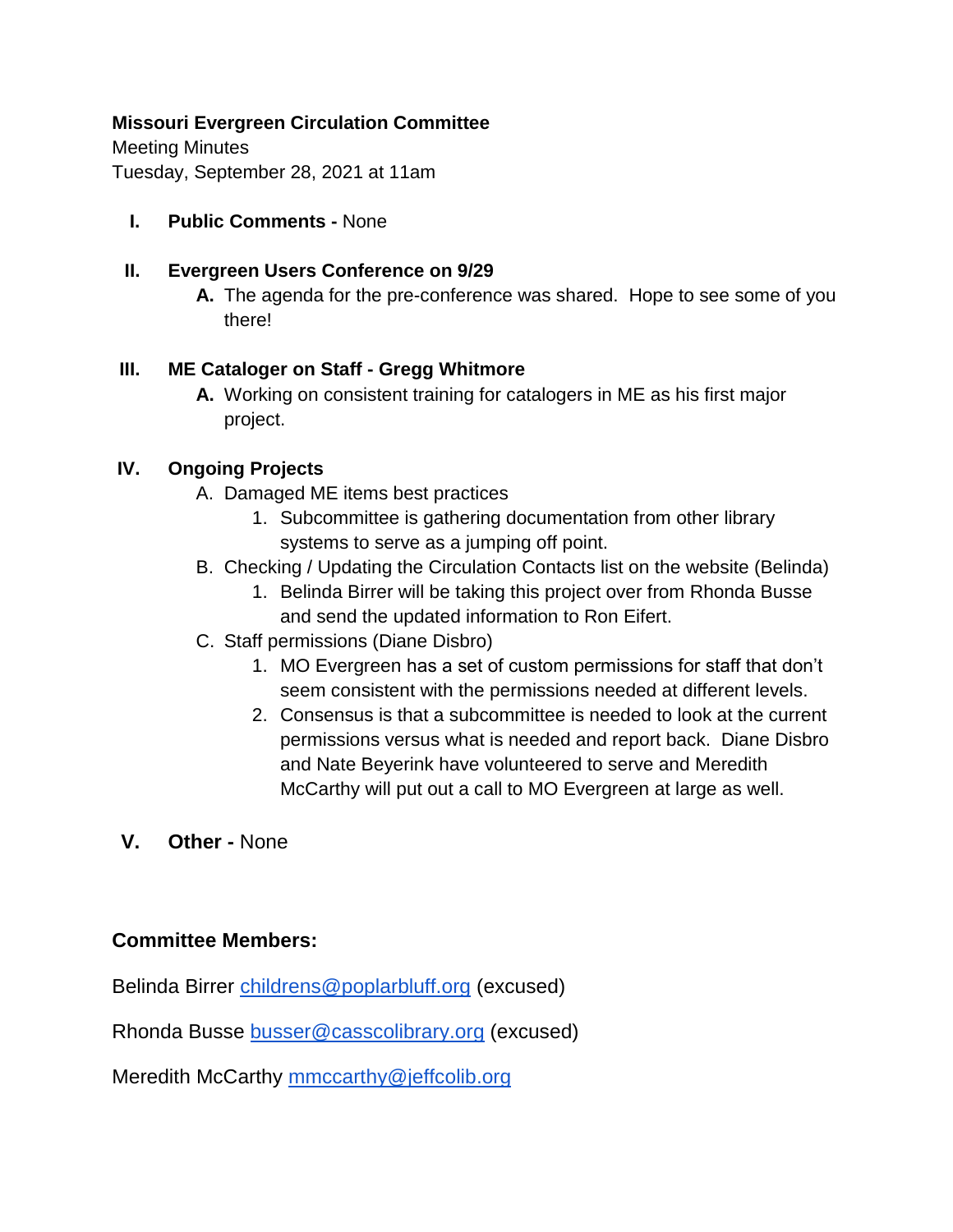**Missouri Evergreen Circulation Committee**
Meeting Minutes
Tuesday, September 28, 2021 at 11am

I. **Public Comments -** None

II. **Evergreen Users Conference on 9/29**
   A. The agenda for the pre-conference was shared. Hope to see some of you there!

III. **ME Cataloger on Staff - Gregg Whitmore**
   A. Working on consistent training for catalogers in ME as his first major project.

IV. **Ongoing Projects**
   A. Damaged ME items best practices
      1. Subcommittee is gathering documentation from other library systems to serve as a jumping off point.
   B. Checking / Updating the Circulation Contacts list on the website (Belinda)
      1. Belinda Birrer will be taking this project over from Rhonda Busse and send the updated information to Ron Eifert.
   C. Staff permissions (Diane Disbro)
      1. MO Evergreen has a set of custom permissions for staff that don't seem consistent with the permissions needed at different levels.
      2. Consensus is that a subcommittee is needed to look at the current permissions versus what is needed and report back. Diane Disbro and Nate Beyerink have volunteered to serve and Meredith McCarthy will put out a call to MO Evergreen at large as well.

V. **Other -** None

**Committee Members:**

Belinda Birrer childrens@poplarbluff.org (excused)

Rhonda Busse busser@casscolibrary.org (excused)

Meredith McCarthy mmccarthy@jeffcolib.org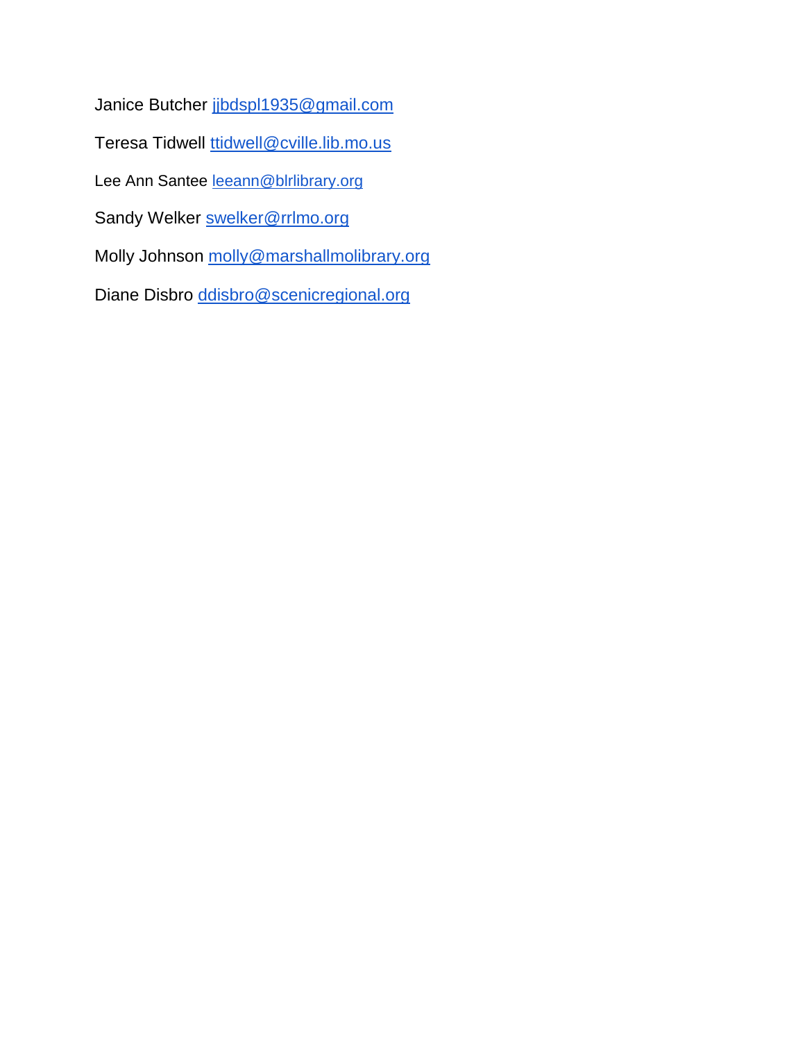Janice Butcher jjbdspl1935@gmail.com

Teresa Tidwell ttidwell@cville.lib.mo.us

Lee Ann Santee leeann@blrlibrary.org

Sandy Welker swelker@rrlmo.org

Molly Johnson molly@marshallmolibrary.org

Diane Disbro ddisbro@scenicregional.org